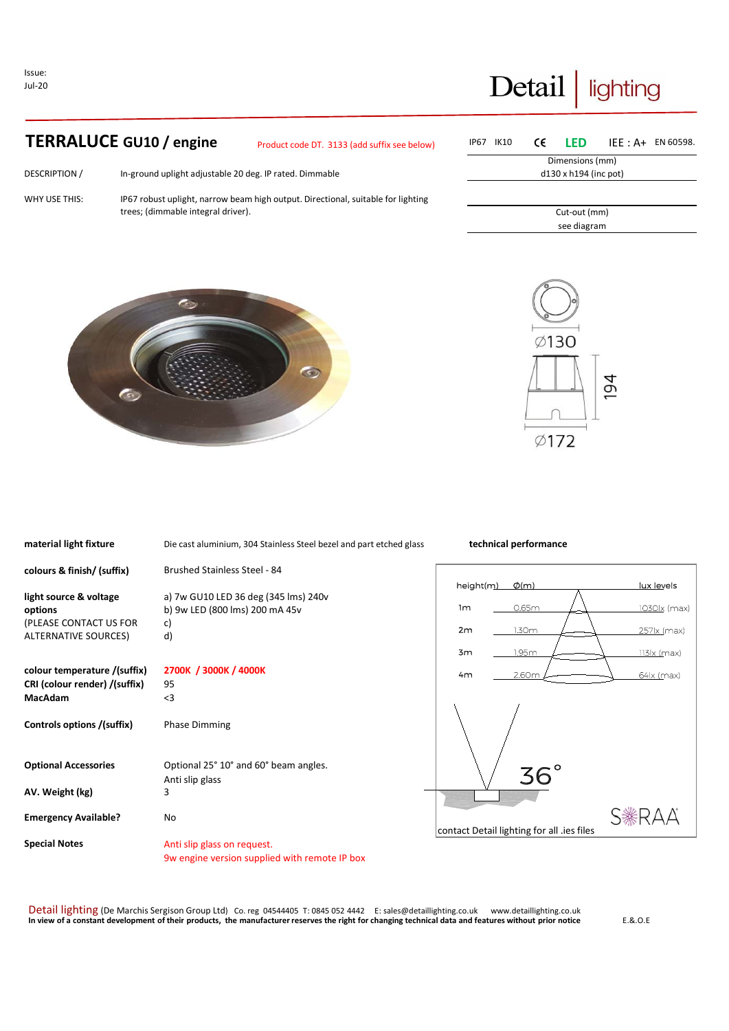Issue:
Jul-20

Detail | lighting

## TERRALUCE GU10 / engine

Product code DT. 3133 (add suffix see below)

IP67 IK10 CE LED IEE : A+ EN 60598.

Dimensions (mm)
d130 x h194 (inc pot)

Cut-out (mm)
see diagram

DESCRIPTION / In-ground uplight adjustable 20 deg. IP rated. Dimmable

WHY USE THIS: IP67 robust uplight, narrow beam high output. Directional, suitable for lighting trees; (dimmable integral driver).

Ø130

194

Ø172

| | |
|---|---|
| **material light fixture** | Die cast aluminium, 304 Stainless Steel bezel and part etched glass |
| **colours & finish/ (suffix)** | Brushed Stainless Steel - 84 |
| **light source & voltage options** (PLEASE CONTACT US FOR ALTERNATIVE SOURCES) | a) 7w GU10 LED 36 deg (345 lms) 240v<br>b) 9w LED (800 lms) 200 mA 45v<br>c)<br>d) |
| **colour temperature /(suffix)** | 2700K / 3000K / 4000K |
| **CRI (colour render) /(suffix)** | 95 |
| **MacAdam** | <3 |
| **Controls options /(suffix)** | Phase Dimming |
| **Optional Accessories** | Optional 25° 10° and 60° beam angles.<br>Anti slip glass |
| **AV. Weight (kg)** | 3 |
| **Emergency Available?** | No |
| **Special Notes** | Anti slip glass on request.<br>9w engine version supplied with remote IP box |

**technical performance**

| height(m) | Ø(m) | lux levels |
|---|---|---|
| 1m | 0.65m | 1030lx (max) |
| 2m | 1.30m | 257lx (max) |
| 3m | 1.95m | 113lx (max) |
| 4m | 2.60m | 64lx (max) |

36°

SORAA

contact Detail lighting for all .ies files

Detail lighting (De Marchis Sergison Group Ltd) Co. reg 04544405 T: 0845 052 4442 E: sales@detaillighting.co.uk www.detaillighting.co.uk
**In view of a constant development of their products, the manufacturer reserves the right for changing technical data and features without prior notice** E.&.O.E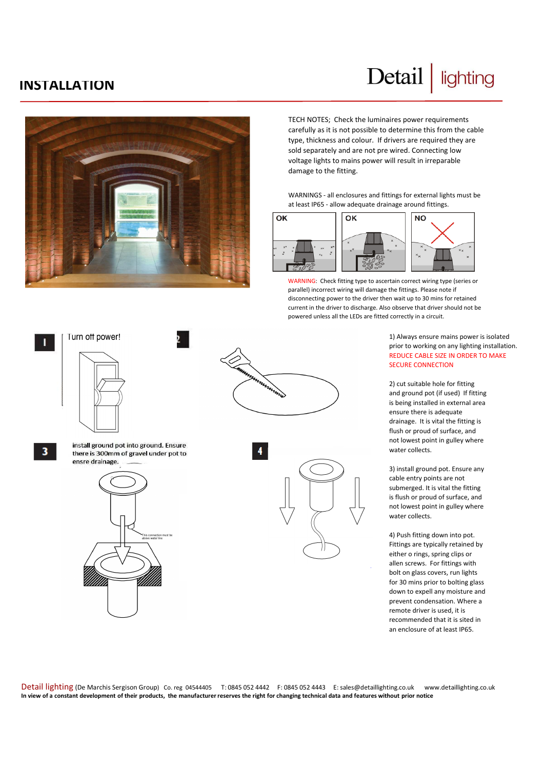# INSTALLATION

TECH NOTES; Check the luminaires power requirements carefully as it is not possible to determine this from the cable type, thickness and colour. If drivers are required they are sold separately and are not pre wired. Connecting low voltage lights to mains power will result in irreparable damage to the fitting.

WARNINGS - all enclosures and fittings for external lights must be at least IP65 - allow adequate drainage around fittings.

OK

OK

NO

WARNING: Check fitting type to ascertain correct wiring type (series or parallel) incorrect wiring will damage the fittings. Please note if disconnecting power to the driver then wait up to 30 mins for retained current in the driver to discharge. Also observe that driver should not be powered unless all the LEDs are fitted correctly in a circuit.

1

Turn off power!

2

3

install ground pot into ground. Ensure there is 300mm of gravel under pot to ensre drainage.

This connection must be above water line

4

1) Always ensure mains power is isolated prior to working on any lighting installation. REDUCE CABLE SIZE IN ORDER TO MAKE SECURE CONNECTION

2) cut suitable hole for fitting and ground pot (if used) If fitting is being installed in external area ensure there is adequate drainage. It is vital the fitting is flush or proud of surface, and not lowest point in gulley where water collects.

3) install ground pot. Ensure any cable entry points are not submerged. It is vital the fitting is flush or proud of surface, and not lowest point in gulley where water collects.

4) Push fitting down into pot. Fittings are typically retained by either o rings, spring clips or allen screws. For fittings with bolt on glass covers, run lights for 30 mins prior to bolting glass down to expell any moisture and prevent condensation. Where a remote driver is used, it is recommended that it is sited in an enclosure of at least IP65.

Detail lighting (De Marchis Sergison Group) Co. reg 04544405 T: 0845 052 4442 F: 0845 052 4443 E: sales@detaillighting.co.uk www.detaillighting.co.uk

**In view of a constant development of their products, the manufacturer reserves the right for changing technical data and features without prior notice**